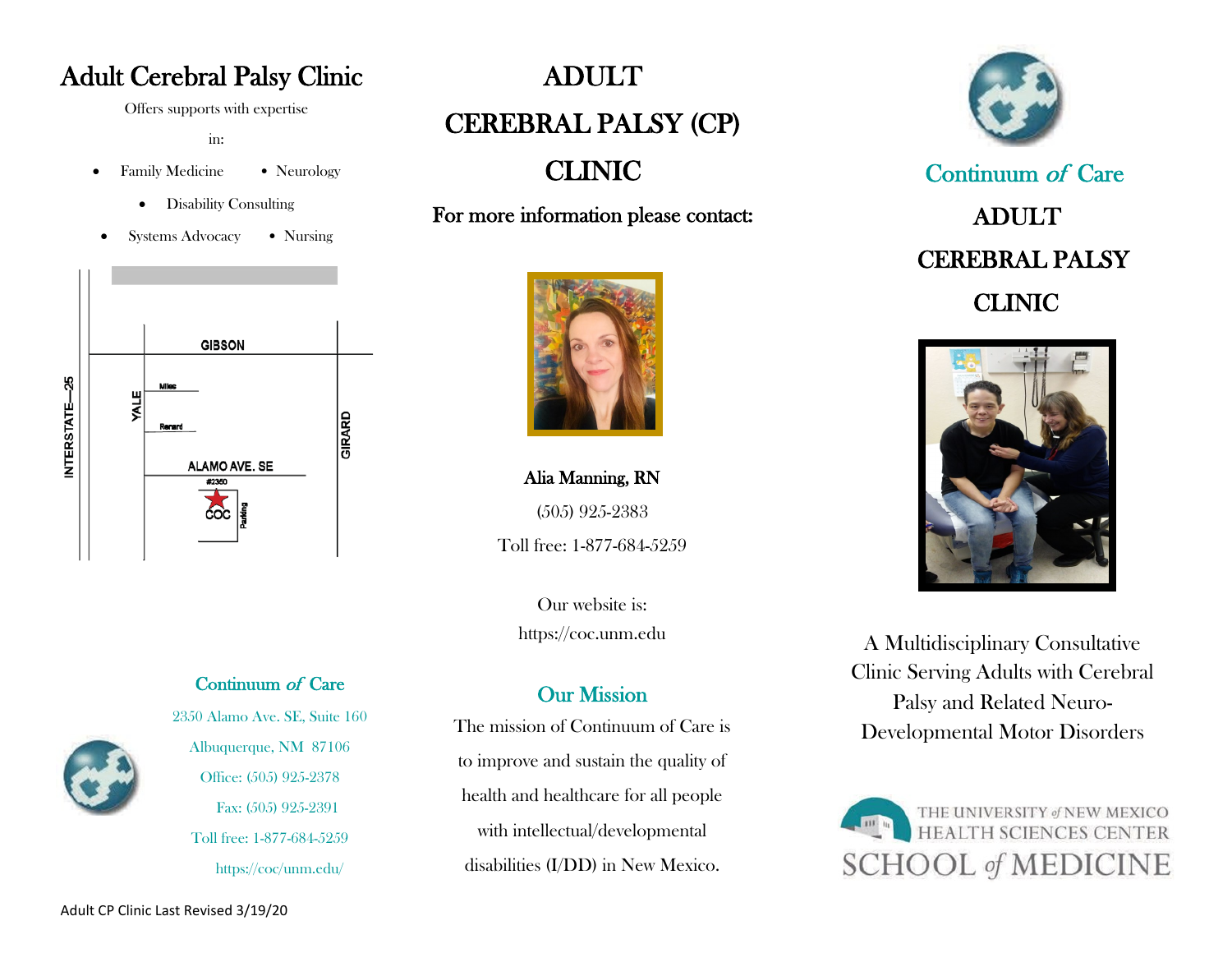# Adult Cerebral Palsy Clinic

Offers supports with expertise

in:

- Family Medicine
- Neurology
- Disability Consulting
- Systems Advocacy
- Nursing

GIBSON

INTERSTATE—25

YALE

Miles

Renard

ALAMO AVE. SE

#2350

COC

Parking

GIRARD

## Continuum *of* Care

2350 Alamo Ave. SE, Suite 160

Albuquerque, NM 87106

Office: (505) 925-2378

Fax: (505) 925-2391

Toll free: 1-877-684-5259

https://coc/unm.edu/

# ADULT CEREBRAL PALSY (CP) CLINIC

**For more information please contact:**

**Alia Manning, RN**

(505) 925-2383

Toll free: 1-877-684-5259

Our website is:

https://coc.unm.edu

## Our Mission

The mission of Continuum of Care is to improve and sustain the quality of health and healthcare for all people with intellectual/developmental disabilities (I/DD) in New Mexico.

## Continuum *of* Care

# ADULT CEREBRAL PALSY CLINIC

A Multidisciplinary Consultative Clinic Serving Adults with Cerebral Palsy and Related Neuro-Developmental Motor Disorders

THE UNIVERSITY *of* NEW MEXICO HEALTH SCIENCES CENTER

SCHOOL *of* MEDICINE

Adult CP Clinic Last Revised 3/19/20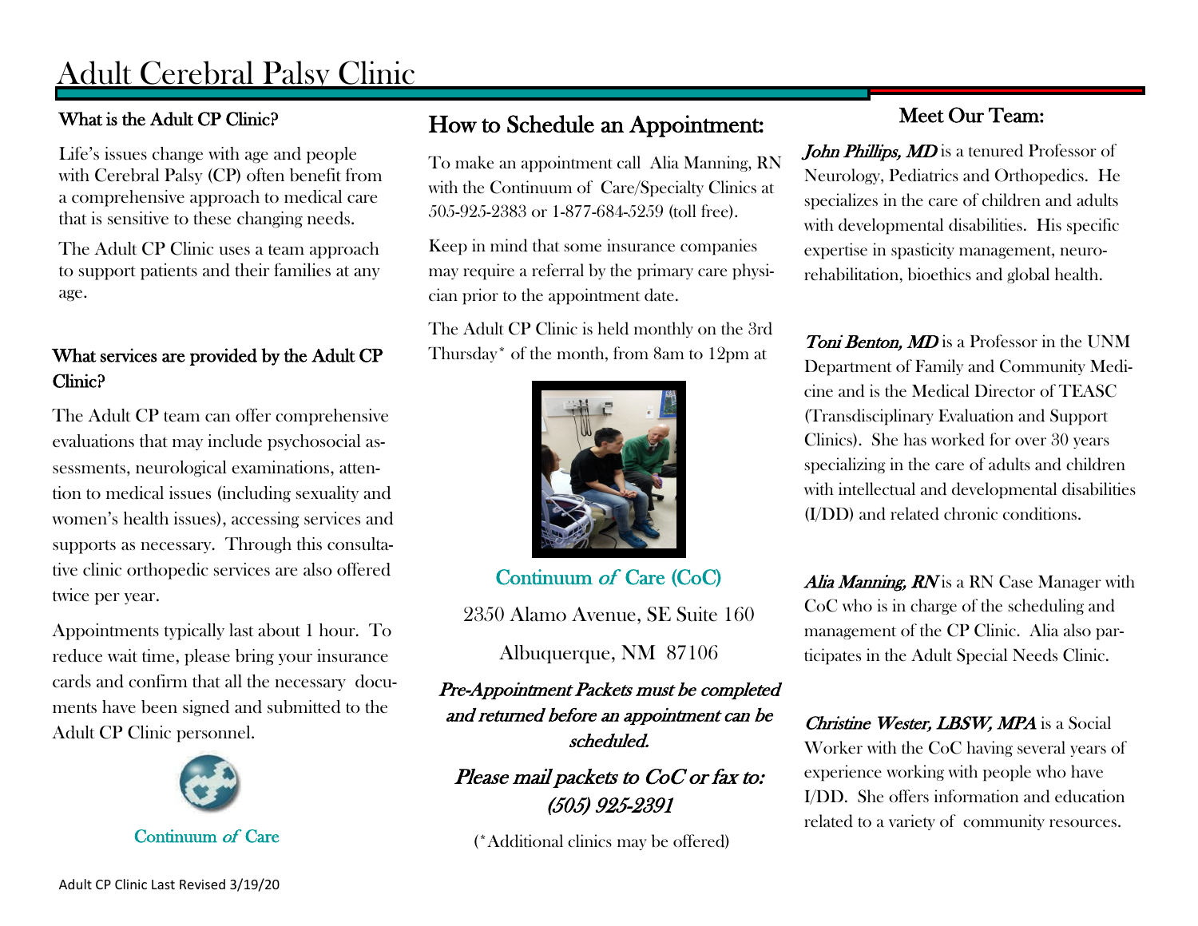# Adult Cerebral Palsy Clinic

### What is the Adult CP Clinic?

Life's issues change with age and people with Cerebral Palsy (CP) often benefit from a comprehensive approach to medical care that is sensitive to these changing needs.

The Adult CP Clinic uses a team approach to support patients and their families at any age.

### What services are provided by the Adult CP Clinic?

The Adult CP team can offer comprehensive evaluations that may include psychosocial assessments, neurological examinations, attention to medical issues (including sexuality and women's health issues), accessing services and supports as necessary. Through this consultative clinic orthopedic services are also offered twice per year.

Appointments typically last about 1 hour. To reduce wait time, please bring your insurance cards and confirm that all the necessary documents have been signed and submitted to the Adult CP Clinic personnel.

Continuum *of* Care

## How to Schedule an Appointment:

To make an appointment call Alia Manning, RN with the Continuum of Care/Specialty Clinics at 505-925-2383 or 1-877-684-5259 (toll free).

Keep in mind that some insurance companies may require a referral by the primary care physician prior to the appointment date.

The Adult CP Clinic is held monthly on the 3rd Thursday* of the month, from 8am to 12pm at

Continuum *of* Care (CoC)

2350 Alamo Avenue, SE Suite 160

Albuquerque, NM 87106

***Pre-Appointment Packets must be completed and returned before an appointment can be scheduled.***

***Please mail packets to CoC or fax to: (505) 925-2391***

(*Additional clinics may be offered)

## Meet Our Team:

***John Phillips, MD*** is a tenured Professor of Neurology, Pediatrics and Orthopedics. He specializes in the care of children and adults with developmental disabilities. His specific expertise in spasticity management, neurorehabilitation, bioethics and global health.

***Toni Benton, MD*** is a Professor in the UNM Department of Family and Community Medicine and is the Medical Director of TEASC (Transdisciplinary Evaluation and Support Clinics). She has worked for over 30 years specializing in the care of adults and children with intellectual and developmental disabilities (I/DD) and related chronic conditions.

***Alia Manning, RN*** is a RN Case Manager with CoC who is in charge of the scheduling and management of the CP Clinic. Alia also participates in the Adult Special Needs Clinic.

***Christine Wester, LBSW, MPA*** is a Social Worker with the CoC having several years of experience working with people who have I/DD. She offers information and education related to a variety of community resources.

Adult CP Clinic Last Revised 3/19/20